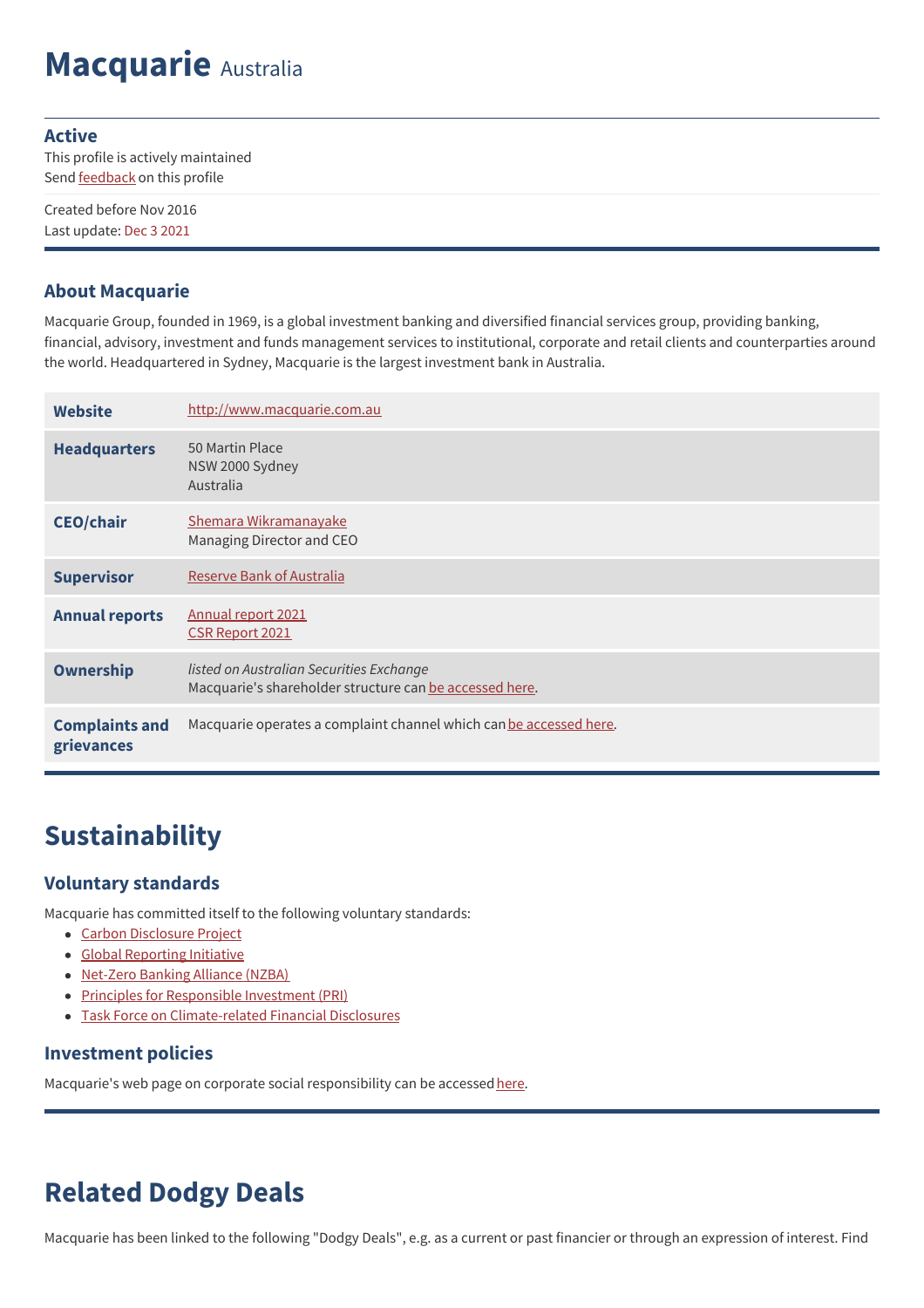# Macquarie Australia

**Active**
This profile is actively maintained
Send feedback on this profile

Created before Nov 2016
Last update: Dec 3 2021

### About Macquarie

Macquarie Group, founded in 1969, is a global investment banking and diversified financial services group, providing banking, financial, advisory, investment and funds management services to institutional, corporate and retail clients and counterparties around the world. Headquartered in Sydney, Macquarie is the largest investment bank in Australia.

| | |
|---|---|
| **Website** | http://www.macquarie.com.au |
| **Headquarters** | 50 Martin Place<br>NSW 2000 Sydney<br>Australia |
| **CEO/chair** | Shemara Wikramanayake<br>Managing Director and CEO |
| **Supervisor** | Reserve Bank of Australia |
| **Annual reports** | Annual report 2021<br>CSR Report 2021 |
| **Ownership** | *listed on Australian Securities Exchange*<br>Macquarie's shareholder structure can be accessed here. |
| **Complaints and grievances** | Macquarie operates a complaint channel which can be accessed here. |

## Sustainability

### Voluntary standards

Macquarie has committed itself to the following voluntary standards:

- Carbon Disclosure Project
- Global Reporting Initiative
- Net-Zero Banking Alliance (NZBA)
- Principles for Responsible Investment (PRI)
- Task Force on Climate-related Financial Disclosures

### Investment policies

Macquarie's web page on corporate social responsibility can be accessed here.

## Related Dodgy Deals

Macquarie has been linked to the following "Dodgy Deals", e.g. as a current or past financier or through an expression of interest. Find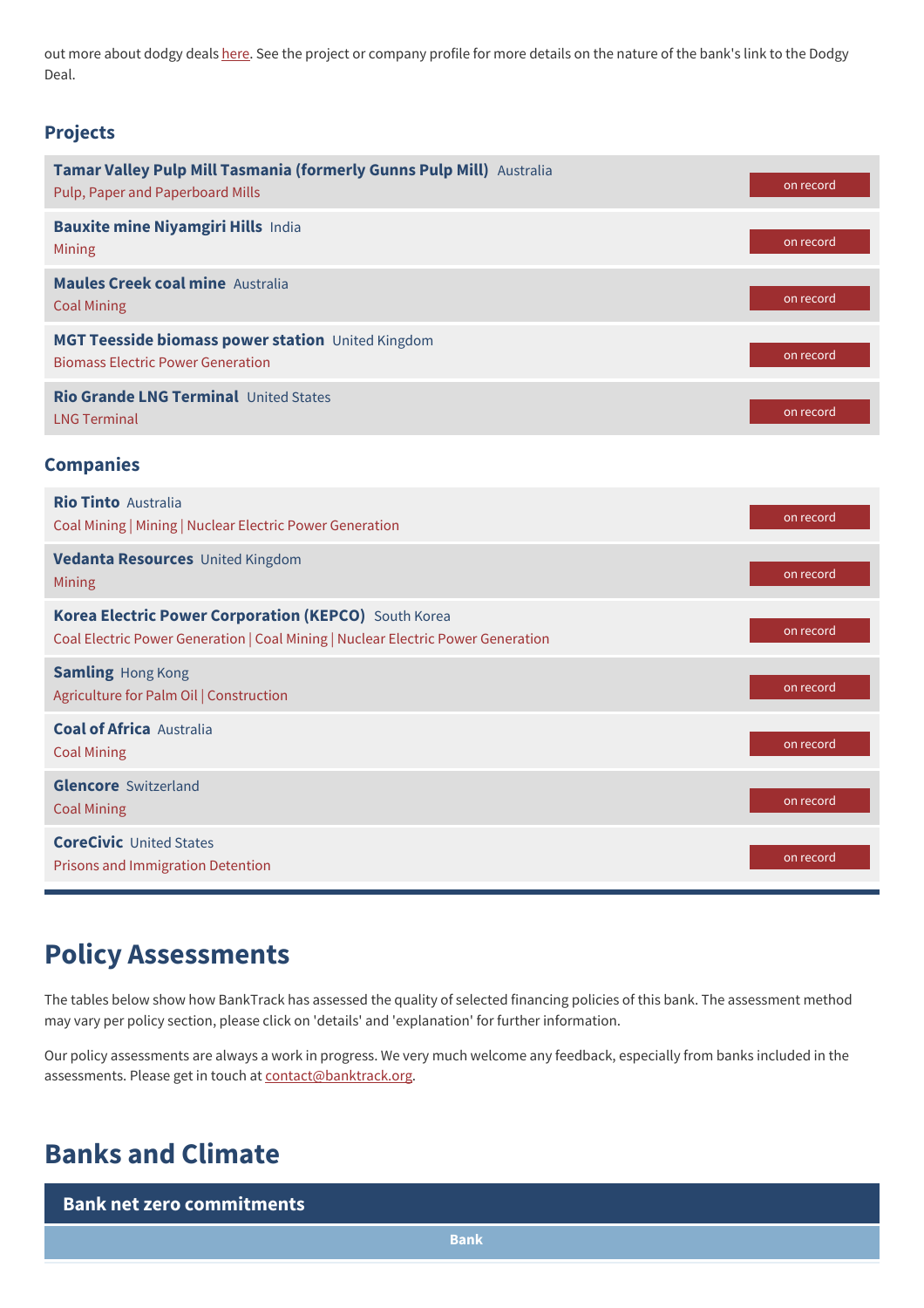out more about dodgy deals here. See the project or company profile for more details on the nature of the bank's link to the Dodgy Deal.

### Projects

| | |
|---|---|
| **Tamar Valley Pulp Mill Tasmania (formerly Gunns Pulp Mill)** Australia<br>Pulp, Paper and Paperboard Mills | on record |
| **Bauxite mine Niyamgiri Hills** India<br>Mining | on record |
| **Maules Creek coal mine** Australia<br>Coal Mining | on record |
| **MGT Teesside biomass power station** United Kingdom<br>Biomass Electric Power Generation | on record |
| **Rio Grande LNG Terminal** United States<br>LNG Terminal | on record |

### Companies

| | |
|---|---|
| **Rio Tinto** Australia<br>Coal Mining \| Mining \| Nuclear Electric Power Generation | on record |
| **Vedanta Resources** United Kingdom<br>Mining | on record |
| **Korea Electric Power Corporation (KEPCO)** South Korea<br>Coal Electric Power Generation \| Coal Mining \| Nuclear Electric Power Generation | on record |
| **Samling** Hong Kong<br>Agriculture for Palm Oil \| Construction | on record |
| **Coal of Africa** Australia<br>Coal Mining | on record |
| **Glencore** Switzerland<br>Coal Mining | on record |
| **CoreCivic** United States<br>Prisons and Immigration Detention | on record |

## Policy Assessments

The tables below show how BankTrack has assessed the quality of selected financing policies of this bank. The assessment method may vary per policy section, please click on 'details' and 'explanation' for further information.

Our policy assessments are always a work in progress. We very much welcome any feedback, especially from banks included in the assessments. Please get in touch at contact@banktrack.org.

## Banks and Climate

| Bank net zero commitments |
|---|
| Bank |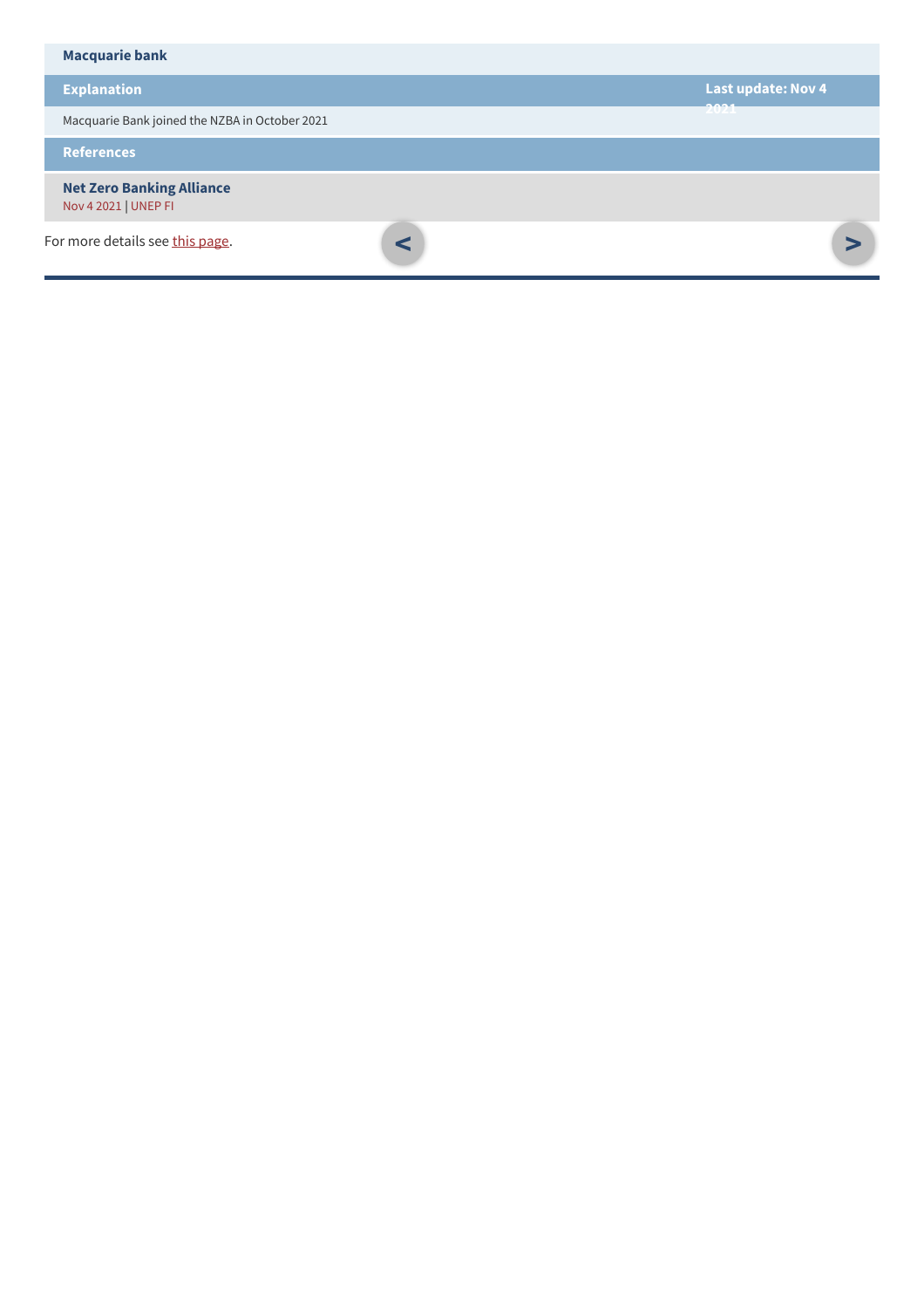**Macquarie bank**

**Explanation** — **Last update: Nov 4 2021**

Macquarie Bank joined the NZBA in October 2021

**References**

**Net Zero Banking Alliance**
Nov 4 2021 | UNEP FI

For more details see this page.